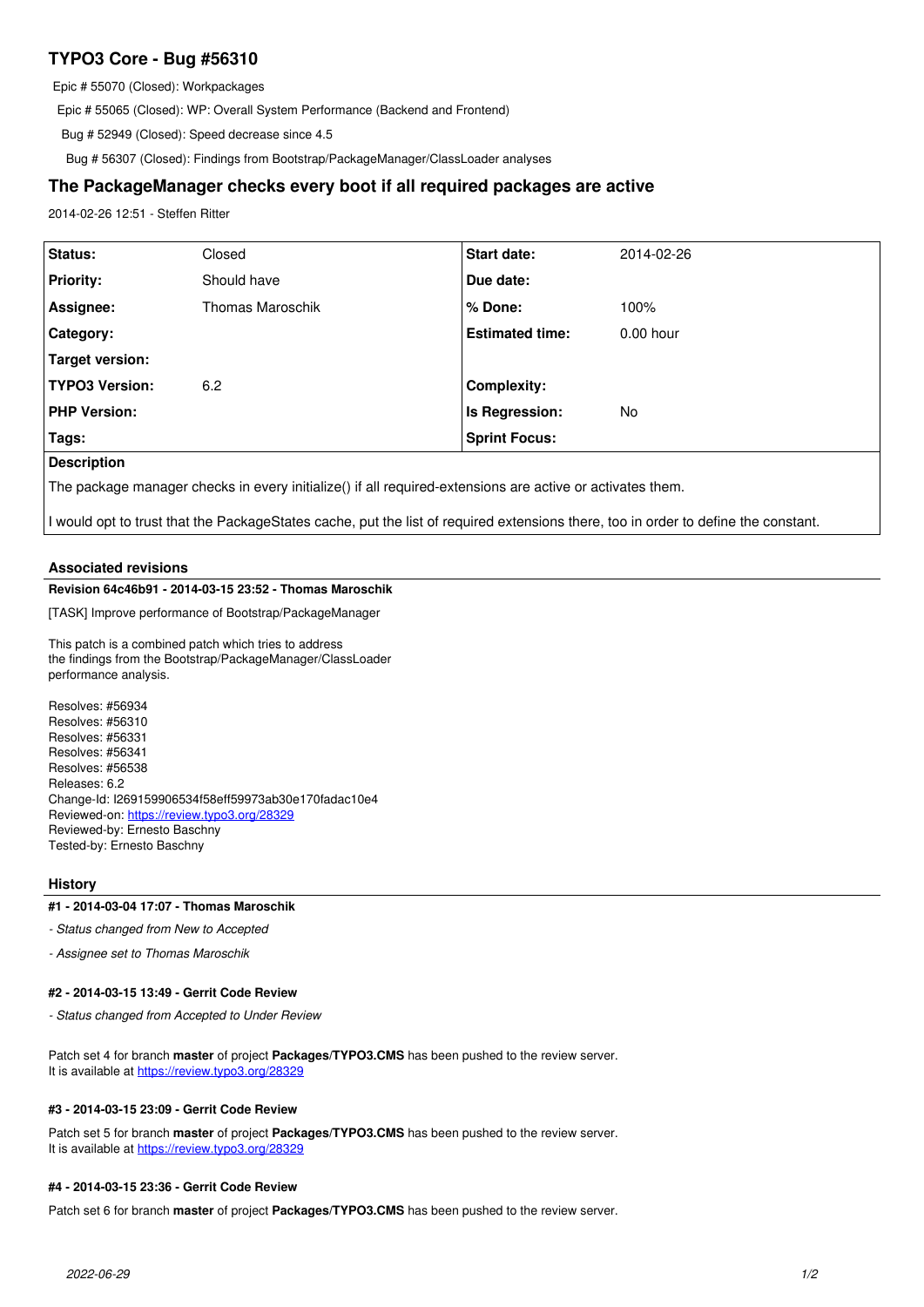# TYPO3 Core - Bug #56310

Epic # 55070 (Closed): Workpackages

Epic # 55065 (Closed): WP: Overall System Performance (Backend and Frontend)

Bug # 52949 (Closed): Speed decrease since 4.5

Bug # 56307 (Closed): Findings from Bootstrap/PackageManager/ClassLoader analyses

## The PackageManager checks every boot if all required packages are active

2014-02-26 12:51 - Steffen Ritter

| **Status:** | Closed | **Start date:** | 2014-02-26 |
|---|---|---|---|
| **Priority:** | Should have | **Due date:** | |
| **Assignee:** | Thomas Maroschik | **% Done:** | 100% |
| **Category:** | | **Estimated time:** | 0.00 hour |
| **Target version:** | | | |
| **TYPO3 Version:** | 6.2 | **Complexity:** | |
| **PHP Version:** | | **Is Regression:** | No |
| **Tags:** | | **Sprint Focus:** | |

**Description**

The package manager checks in every initialize() if all required-extensions are active or activates them.

I would opt to trust that the PackageStates cache, put the list of required extensions there, too in order to define the constant.

### Associated revisions

**Revision 64c46b91 - 2014-03-15 23:52 - Thomas Maroschik**

[TASK] Improve performance of Bootstrap/PackageManager

This patch is a combined patch which tries to address
the findings from the Bootstrap/PackageManager/ClassLoader
performance analysis.

Resolves: #56934
Resolves: #56310
Resolves: #56331
Resolves: #56341
Resolves: #56538
Releases: 6.2
Change-Id: I269159906534f58eff59973ab30e170fadac10e4
Reviewed-on: https://review.typo3.org/28329
Reviewed-by: Ernesto Baschny
Tested-by: Ernesto Baschny

### History

**#1 - 2014-03-04 17:07 - Thomas Maroschik**

*- Status changed from New to Accepted*

*- Assignee set to Thomas Maroschik*

**#2 - 2014-03-15 13:49 - Gerrit Code Review**

*- Status changed from Accepted to Under Review*

Patch set 4 for branch **master** of project **Packages/TYPO3.CMS** has been pushed to the review server.
It is available at https://review.typo3.org/28329

**#3 - 2014-03-15 23:09 - Gerrit Code Review**

Patch set 5 for branch **master** of project **Packages/TYPO3.CMS** has been pushed to the review server.
It is available at https://review.typo3.org/28329

**#4 - 2014-03-15 23:36 - Gerrit Code Review**

Patch set 6 for branch **master** of project **Packages/TYPO3.CMS** has been pushed to the review server.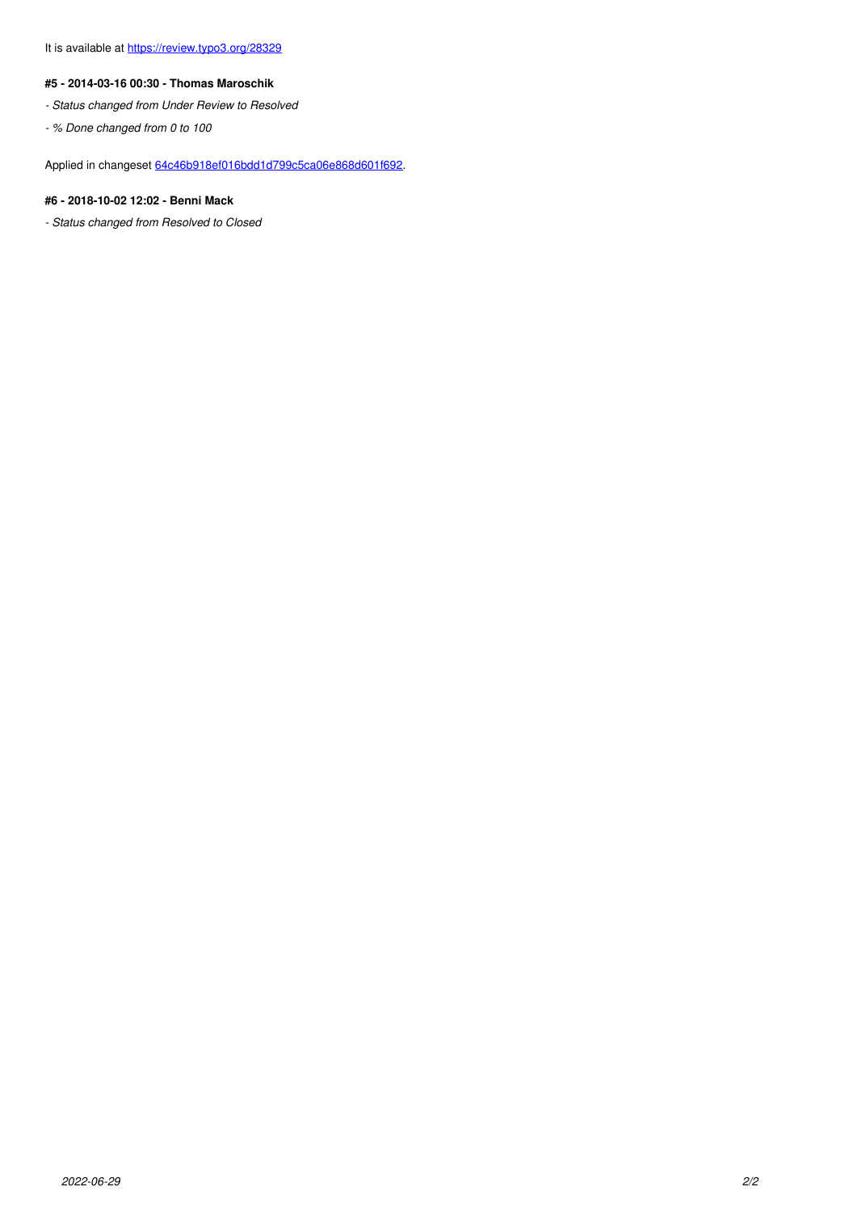It is available at https://review.typo3.org/28329

#### #5 - 2014-03-16 00:30 - Thomas Maroschik

*- Status changed from Under Review to Resolved*

*- % Done changed from 0 to 100*

Applied in changeset 64c46b918ef016bdd1d799c5ca06e868d601f692.

#### #6 - 2018-10-02 12:02 - Benni Mack

*- Status changed from Resolved to Closed*